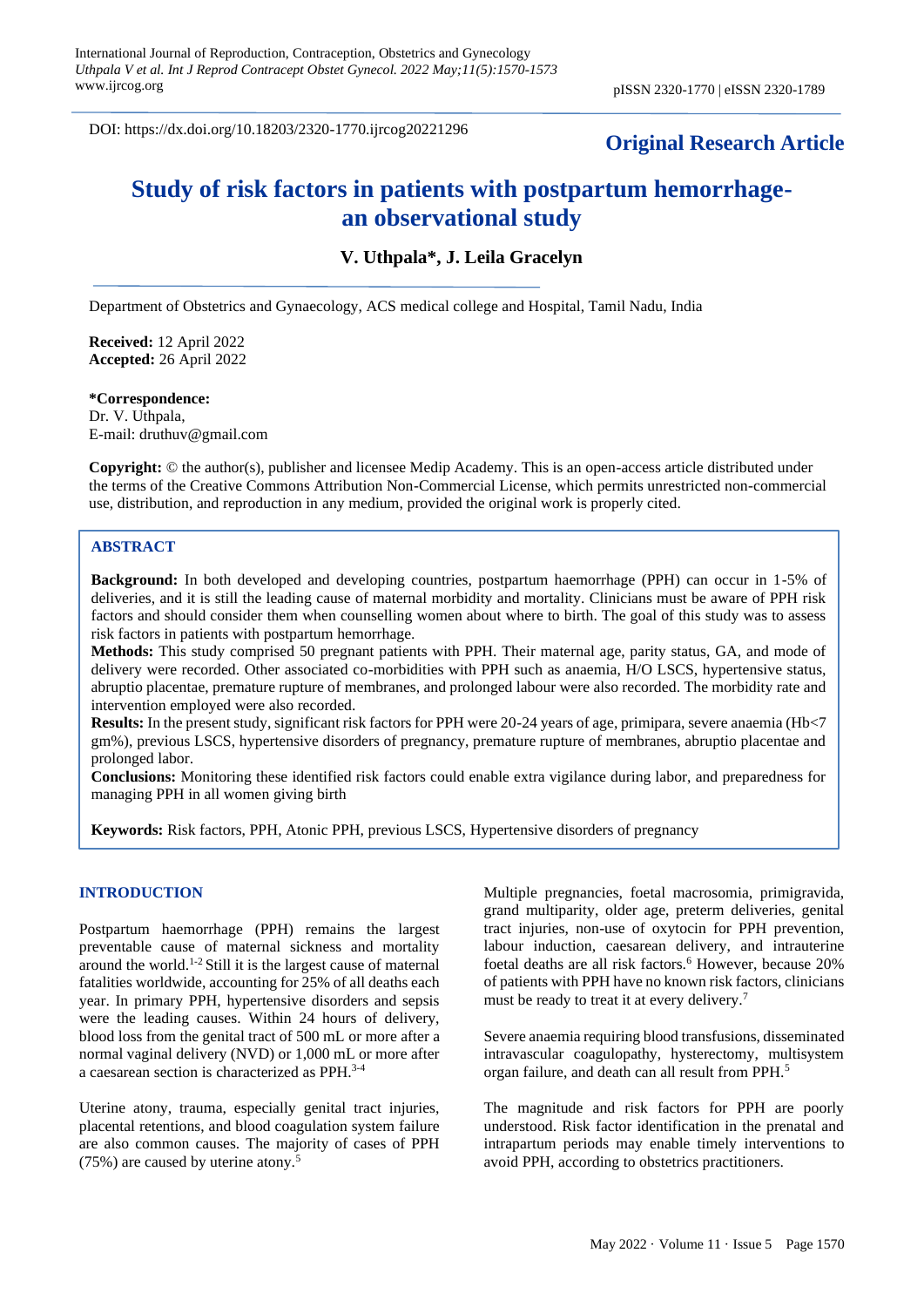DOI: https://dx.doi.org/10.18203/2320-1770.ijrcog20221296

**Original Research Article**

# Study of risk factors in patients with postpartum hemorrhage-an observational study

**V. Uthpala\*, J. Leila Gracelyn**

Department of Obstetrics and Gynaecology, ACS medical college and Hospital, Tamil Nadu, India

**Received:** 12 April 2022
**Accepted:** 26 April 2022

**\*Correspondence:**
Dr. V. Uthpala,
E-mail: druthuv@gmail.com

**Copyright:** © the author(s), publisher and licensee Medip Academy. This is an open-access article distributed under the terms of the Creative Commons Attribution Non-Commercial License, which permits unrestricted non-commercial use, distribution, and reproduction in any medium, provided the original work is properly cited.

## ABSTRACT

**Background:** In both developed and developing countries, postpartum haemorrhage (PPH) can occur in 1-5% of deliveries, and it is still the leading cause of maternal morbidity and mortality. Clinicians must be aware of PPH risk factors and should consider them when counselling women about where to birth. The goal of this study was to assess risk factors in patients with postpartum hemorrhage.

**Methods:** This study comprised 50 pregnant patients with PPH. Their maternal age, parity status, GA, and mode of delivery were recorded. Other associated co-morbidities with PPH such as anaemia, H/O LSCS, hypertensive status, abruptio placentae, premature rupture of membranes, and prolonged labour were also recorded. The morbidity rate and intervention employed were also recorded.

**Results:** In the present study, significant risk factors for PPH were 20-24 years of age, primipara, severe anaemia (Hb<7 gm%), previous LSCS, hypertensive disorders of pregnancy, premature rupture of membranes, abruptio placentae and prolonged labor.

**Conclusions:** Monitoring these identified risk factors could enable extra vigilance during labor, and preparedness for managing PPH in all women giving birth

**Keywords:** Risk factors, PPH, Atonic PPH, previous LSCS, Hypertensive disorders of pregnancy

## INTRODUCTION

Postpartum haemorrhage (PPH) remains the largest preventable cause of maternal sickness and mortality around the world.[1-2] Still it is the largest cause of maternal fatalities worldwide, accounting for 25% of all deaths each year. In primary PPH, hypertensive disorders and sepsis were the leading causes. Within 24 hours of delivery, blood loss from the genital tract of 500 mL or more after a normal vaginal delivery (NVD) or 1,000 mL or more after a caesarean section is characterized as PPH.[3-4]

Uterine atony, trauma, especially genital tract injuries, placental retentions, and blood coagulation system failure are also common causes. The majority of cases of PPH (75%) are caused by uterine atony.[5]

Multiple pregnancies, foetal macrosomia, primigravida, grand multiparity, older age, preterm deliveries, genital tract injuries, non-use of oxytocin for PPH prevention, labour induction, caesarean delivery, and intrauterine foetal deaths are all risk factors.[6] However, because 20% of patients with PPH have no known risk factors, clinicians must be ready to treat it at every delivery.[7]

Severe anaemia requiring blood transfusions, disseminated intravascular coagulopathy, hysterectomy, multisystem organ failure, and death can all result from PPH.[5]

The magnitude and risk factors for PPH are poorly understood. Risk factor identification in the prenatal and intrapartum periods may enable timely interventions to avoid PPH, according to obstetrics practitioners.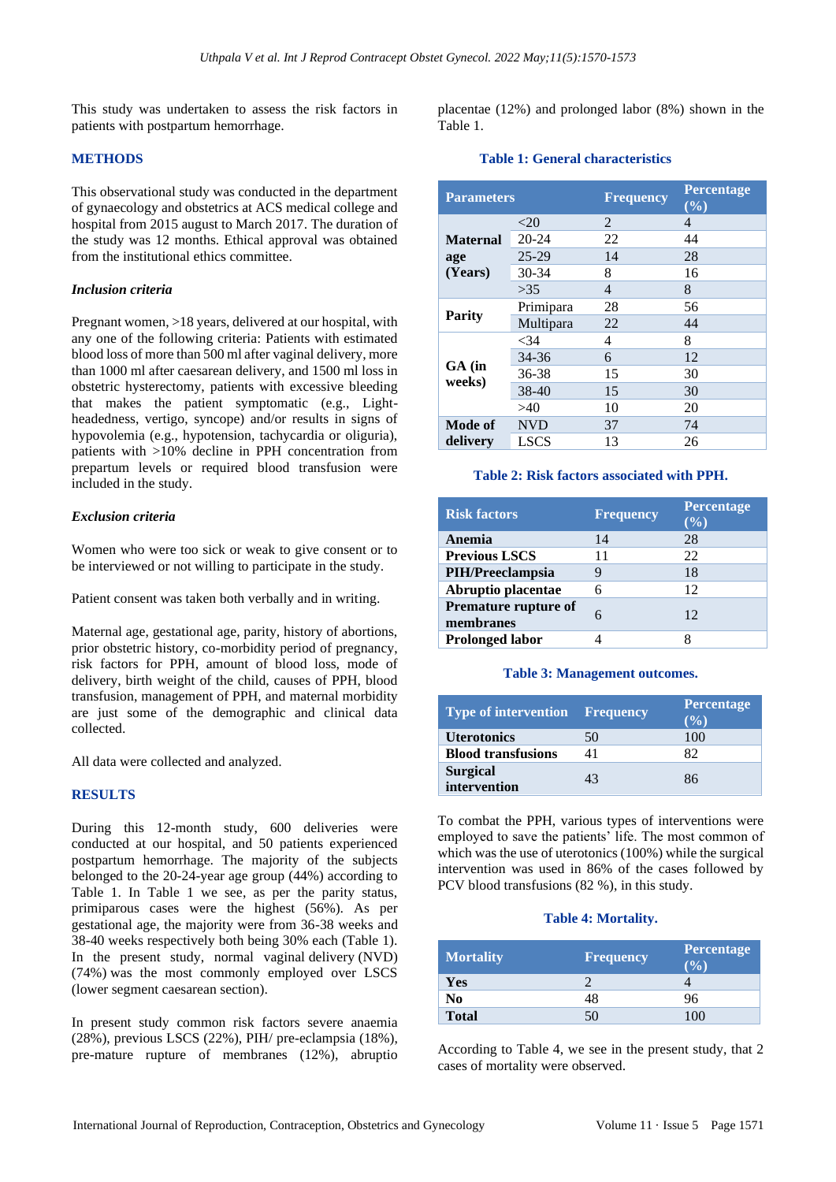This study was undertaken to assess the risk factors in patients with postpartum hemorrhage.

## METHODS

This observational study was conducted in the department of gynaecology and obstetrics at ACS medical college and hospital from 2015 august to March 2017. The duration of the study was 12 months. Ethical approval was obtained from the institutional ethics committee.

### *Inclusion criteria*

Pregnant women, >18 years, delivered at our hospital, with any one of the following criteria: Patients with estimated blood loss of more than 500 ml after vaginal delivery, more than 1000 ml after caesarean delivery, and 1500 ml loss in obstetric hysterectomy, patients with excessive bleeding that makes the patient symptomatic (e.g., Light-headedness, vertigo, syncope) and/or results in signs of hypovolemia (e.g., hypotension, tachycardia or oliguria), patients with >10% decline in PPH concentration from prepartum levels or required blood transfusion were included in the study.

### *Exclusion criteria*

Women who were too sick or weak to give consent or to be interviewed or not willing to participate in the study.

Patient consent was taken both verbally and in writing.

Maternal age, gestational age, parity, history of abortions, prior obstetric history, co-morbidity period of pregnancy, risk factors for PPH, amount of blood loss, mode of delivery, birth weight of the child, causes of PPH, blood transfusion, management of PPH, and maternal morbidity are just some of the demographic and clinical data collected.

All data were collected and analyzed.

## RESULTS

During this 12-month study, 600 deliveries were conducted at our hospital, and 50 patients experienced postpartum hemorrhage. The majority of the subjects belonged to the 20-24-year age group (44%) according to Table 1. In Table 1 we see, as per the parity status, primiparous cases were the highest (56%). As per gestational age, the majority were from 36-38 weeks and 38-40 weeks respectively both being 30% each (Table 1). In the present study, normal vaginal delivery (NVD) (74%) was the most commonly employed over LSCS (lower segment caesarean section).

In present study common risk factors severe anaemia (28%), previous LSCS (22%), PIH/ pre-eclampsia (18%), pre-mature rupture of membranes (12%), abruptio placentae (12%) and prolonged labor (8%) shown in the Table 1.

**Table 1: General characteristics**

| Parameters | | Frequency | Percentage (%) |
|---|---|---|---|
| **Maternal age (Years)** | <20 | 2 | 4 |
| | 20-24 | 22 | 44 |
| | 25-29 | 14 | 28 |
| | 30-34 | 8 | 16 |
| | >35 | 4 | 8 |
| **Parity** | Primipara | 28 | 56 |
| | Multipara | 22 | 44 |
| **GA (in weeks)** | <34 | 4 | 8 |
| | 34-36 | 6 | 12 |
| | 36-38 | 15 | 30 |
| | 38-40 | 15 | 30 |
| | >40 | 10 | 20 |
| **Mode of delivery** | NVD | 37 | 74 |
| | LSCS | 13 | 26 |

**Table 2: Risk factors associated with PPH.**

| Risk factors | Frequency | Percentage (%) |
|---|---|---|
| **Anemia** | 14 | 28 |
| **Previous LSCS** | 11 | 22 |
| **PIH/Preeclampsia** | 9 | 18 |
| **Abruptio placentae** | 6 | 12 |
| **Premature rupture of membranes** | 6 | 12 |
| **Prolonged labor** | 4 | 8 |

**Table 3: Management outcomes.**

| Type of intervention | Frequency | Percentage (%) |
|---|---|---|
| **Uterotonics** | 50 | 100 |
| **Blood transfusions** | 41 | 82 |
| **Surgical intervention** | 43 | 86 |

To combat the PPH, various types of interventions were employed to save the patients' life. The most common of which was the use of uterotonics (100%) while the surgical intervention was used in 86% of the cases followed by PCV blood transfusions (82 %), in this study.

**Table 4: Mortality.**

| Mortality | Frequency | Percentage (%) |
|---|---|---|
| **Yes** | 2 | 4 |
| **No** | 48 | 96 |
| **Total** | 50 | 100 |

According to Table 4, we see in the present study, that 2 cases of mortality were observed.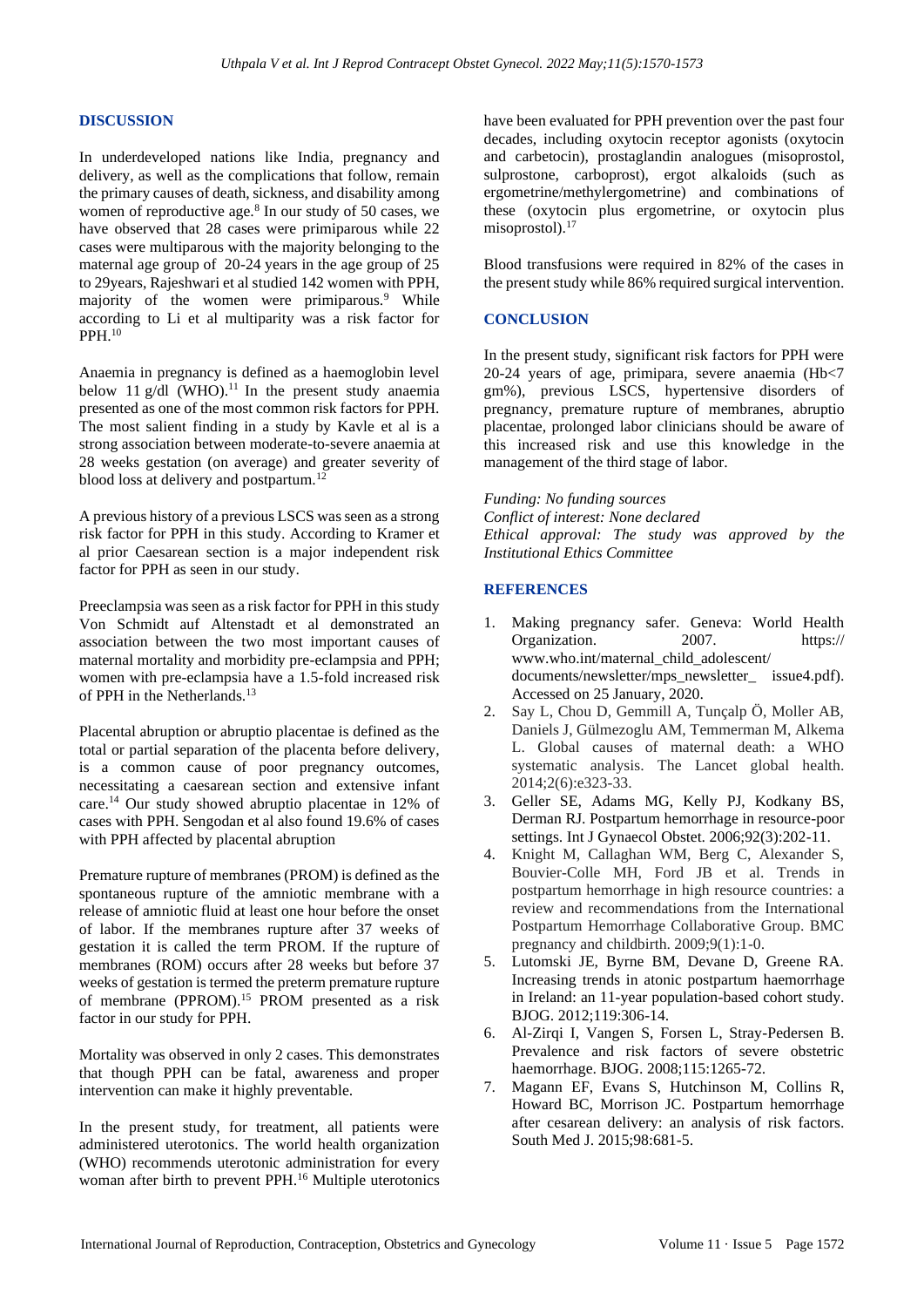## DISCUSSION

In underdeveloped nations like India, pregnancy and delivery, as well as the complications that follow, remain the primary causes of death, sickness, and disability among women of reproductive age.[8] In our study of 50 cases, we have observed that 28 cases were primiparous while 22 cases were multiparous with the majority belonging to the maternal age group of 20-24 years in the age group of 25 to 29years, Rajeshwari et al studied 142 women with PPH, majority of the women were primiparous.[9] While according to Li et al multiparity was a risk factor for PPH.[10]

Anaemia in pregnancy is defined as a haemoglobin level below 11 g/dl (WHO).[11] In the present study anaemia presented as one of the most common risk factors for PPH. The most salient finding in a study by Kavle et al is a strong association between moderate-to-severe anaemia at 28 weeks gestation (on average) and greater severity of blood loss at delivery and postpartum.[12]

A previous history of a previous LSCS was seen as a strong risk factor for PPH in this study. According to Kramer et al prior Caesarean section is a major independent risk factor for PPH as seen in our study.

Preeclampsia was seen as a risk factor for PPH in this study Von Schmidt auf Altenstadt et al demonstrated an association between the two most important causes of maternal mortality and morbidity pre-eclampsia and PPH; women with pre-eclampsia have a 1.5-fold increased risk of PPH in the Netherlands.[13]

Placental abruption or abruptio placentae is defined as the total or partial separation of the placenta before delivery, is a common cause of poor pregnancy outcomes, necessitating a caesarean section and extensive infant care.[14] Our study showed abruptio placentae in 12% of cases with PPH. Sengodan et al also found 19.6% of cases with PPH affected by placental abruption

Premature rupture of membranes (PROM) is defined as the spontaneous rupture of the amniotic membrane with a release of amniotic fluid at least one hour before the onset of labor. If the membranes rupture after 37 weeks of gestation it is called the term PROM. If the rupture of membranes (ROM) occurs after 28 weeks but before 37 weeks of gestation is termed the preterm premature rupture of membrane (PPROM).[15] PROM presented as a risk factor in our study for PPH.

Mortality was observed in only 2 cases. This demonstrates that though PPH can be fatal, awareness and proper intervention can make it highly preventable.

In the present study, for treatment, all patients were administered uterotonics. The world health organization (WHO) recommends uterotonic administration for every woman after birth to prevent PPH.[16] Multiple uterotonics have been evaluated for PPH prevention over the past four decades, including oxytocin receptor agonists (oxytocin and carbetocin), prostaglandin analogues (misoprostol, sulprostone, carboprost), ergot alkaloids (such as ergometrine/methylergometrine) and combinations of these (oxytocin plus ergometrine, or oxytocin plus misoprostol).[17]

Blood transfusions were required in 82% of the cases in the present study while 86% required surgical intervention.

## CONCLUSION

In the present study, significant risk factors for PPH were 20-24 years of age, primipara, severe anaemia (Hb<7 gm%), previous LSCS, hypertensive disorders of pregnancy, premature rupture of membranes, abruptio placentae, prolonged labor clinicians should be aware of this increased risk and use this knowledge in the management of the third stage of labor.

*Funding: No funding sources*
*Conflict of interest: None declared*
*Ethical approval: The study was approved by the Institutional Ethics Committee*

## REFERENCES

1. Making pregnancy safer. Geneva: World Health Organization. 2007. https://www.who.int/maternal_child_adolescent/documents/newsletter/mps_newsletter_ issue4.pdf). Accessed on 25 January, 2020.
2. Say L, Chou D, Gemmill A, Tunçalp Ö, Moller AB, Daniels J, Gülmezoglu AM, Temmerman M, Alkema L. Global causes of maternal death: a WHO systematic analysis. The Lancet global health. 2014;2(6):e323-33.
3. Geller SE, Adams MG, Kelly PJ, Kodkany BS, Derman RJ. Postpartum hemorrhage in resource-poor settings. Int J Gynaecol Obstet. 2006;92(3):202-11.
4. Knight M, Callaghan WM, Berg C, Alexander S, Bouvier-Colle MH, Ford JB et al. Trends in postpartum hemorrhage in high resource countries: a review and recommendations from the International Postpartum Hemorrhage Collaborative Group. BMC pregnancy and childbirth. 2009;9(1):1-0.
5. Lutomski JE, Byrne BM, Devane D, Greene RA. Increasing trends in atonic postpartum haemorrhage in Ireland: an 11-year population-based cohort study. BJOG. 2012;119:306-14.
6. Al-Zirqi I, Vangen S, Forsen L, Stray-Pedersen B. Prevalence and risk factors of severe obstetric haemorrhage. BJOG. 2008;115:1265-72.
7. Magann EF, Evans S, Hutchinson M, Collins R, Howard BC, Morrison JC. Postpartum hemorrhage after cesarean delivery: an analysis of risk factors. South Med J. 2015;98:681-5.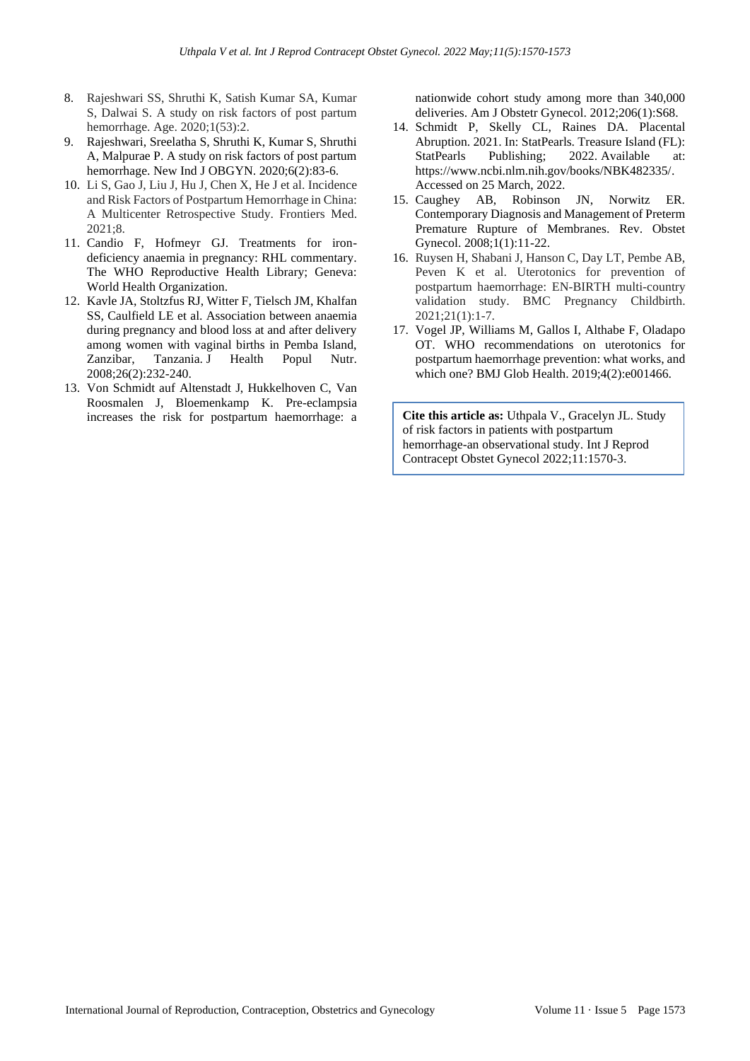8. Rajeshwari SS, Shruthi K, Satish Kumar SA, Kumar S, Dalwai S. A study on risk factors of post partum hemorrhage. Age. 2020;1(53):2.
9. Rajeshwari, Sreelatha S, Shruthi K, Kumar S, Shruthi A, Malpurae P. A study on risk factors of post partum hemorrhage. New Ind J OBGYN. 2020;6(2):83-6.
10. Li S, Gao J, Liu J, Hu J, Chen X, He J et al. Incidence and Risk Factors of Postpartum Hemorrhage in China: A Multicenter Retrospective Study. Frontiers Med. 2021;8.
11. Candio F, Hofmeyr GJ. Treatments for iron-deficiency anaemia in pregnancy: RHL commentary. The WHO Reproductive Health Library; Geneva: World Health Organization.
12. Kavle JA, Stoltzfus RJ, Witter F, Tielsch JM, Khalfan SS, Caulfield LE et al. Association between anaemia during pregnancy and blood loss at and after delivery among women with vaginal births in Pemba Island, Zanzibar, Tanzania. J Health Popul Nutr. 2008;26(2):232-240.
13. Von Schmidt auf Altenstadt J, Hukkelhoven C, Van Roosmalen J, Bloemenkamp K. Pre-eclampsia increases the risk for postpartum haemorrhage: a nationwide cohort study among more than 340,000 deliveries. Am J Obstetr Gynecol. 2012;206(1):S68.
14. Schmidt P, Skelly CL, Raines DA. Placental Abruption. 2021. In: StatPearls. Treasure Island (FL): StatPearls Publishing; 2022. Available at: https://www.ncbi.nlm.nih.gov/books/NBK482335/. Accessed on 25 March, 2022.
15. Caughey AB, Robinson JN, Norwitz ER. Contemporary Diagnosis and Management of Preterm Premature Rupture of Membranes. Rev. Obstet Gynecol. 2008;1(1):11-22.
16. Ruysen H, Shabani J, Hanson C, Day LT, Pembe AB, Peven K et al. Uterotonics for prevention of postpartum haemorrhage: EN-BIRTH multi-country validation study. BMC Pregnancy Childbirth. 2021;21(1):1-7.
17. Vogel JP, Williams M, Gallos I, Althabe F, Oladapo OT. WHO recommendations on uterotonics for postpartum haemorrhage prevention: what works, and which one? BMJ Glob Health. 2019;4(2):e001466.

**Cite this article as:** Uthpala V., Gracelyn JL. Study of risk factors in patients with postpartum hemorrhage-an observational study. Int J Reprod Contracept Obstet Gynecol 2022;11:1570-3.